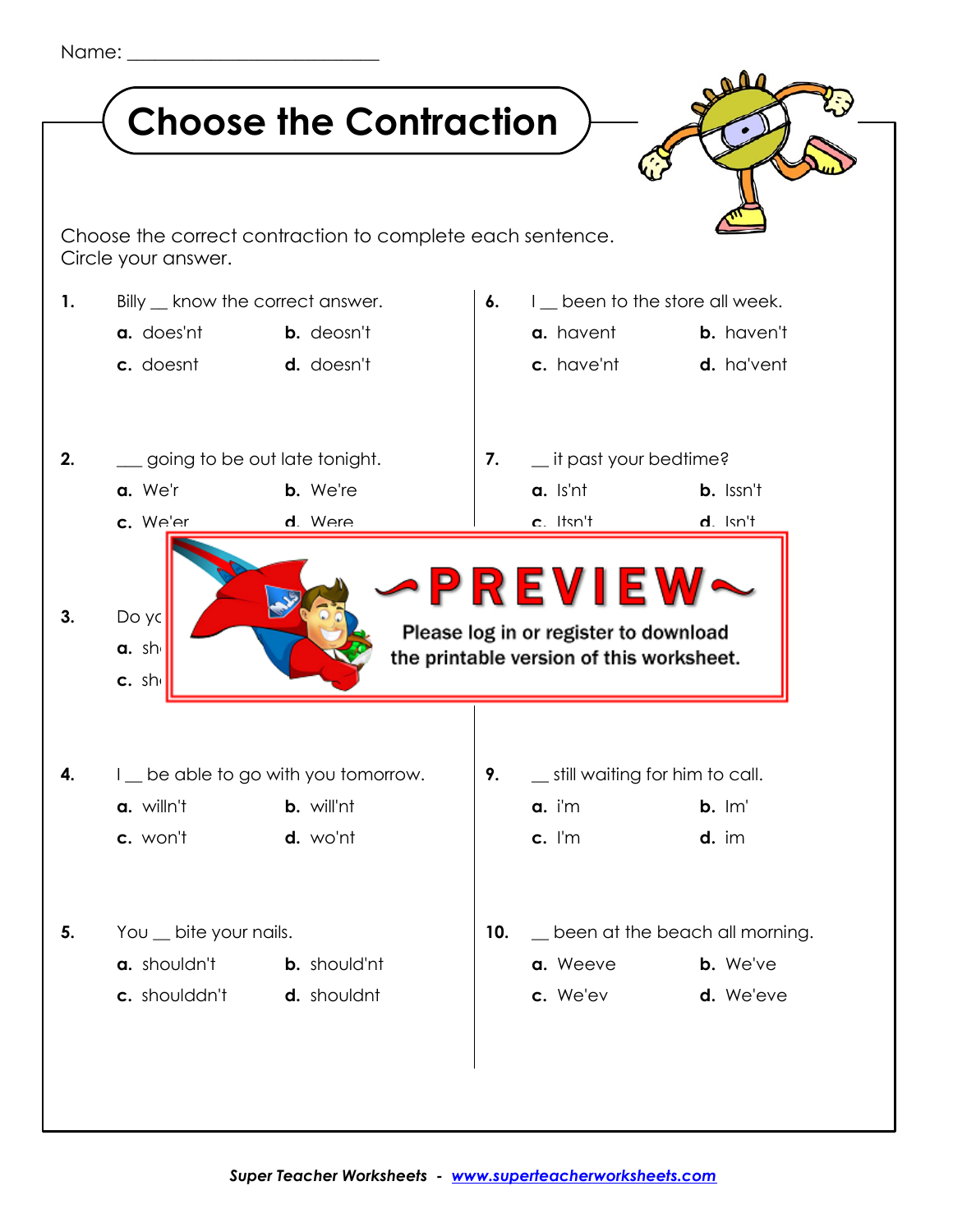Name: ___________________________

# Choose the Contraction

Choose the correct contraction to complete each sentence.
Circle your answer.

**1.** Billy __ know the correct answer.

**a.** does'nt **b.** deosn't
**c.** doesnt **d.** doesn't

**2.** ___ going to be out late tonight.

**a.** We'r **b.** We're
**c.** We'er **d.** Were

**3.** Do yo

**a.** sh
**c.** sh

~PREVIEW~

Please log in or register to download the printable version of this worksheet.

**4.** I __ be able to go with you tomorrow.

**a.** willn't **b.** will'nt
**c.** won't **d.** wo'nt

**5.** You __ bite your nails.

**a.** shouldn't **b.** should'nt
**c.** shoulddn't **d.** shouldnt

**6.** I __ been to the store all week.

**a.** havent **b.** haven't
**c.** have'nt **d.** ha'vent

**7.** __ it past your bedtime?

**a.** Is'nt **b.** Issn't
**c.** Itsn't **d.** Isn't

**9.** __ still waiting for him to call.

**a.** i'm **b.** Im'
**c.** I'm **d.** im

**10.** __ been at the beach all morning.

**a.** Weeve **b.** We've
**c.** We'ev **d.** We'eve

***Super Teacher Worksheets*** - ***www.superteacherworksheets.com***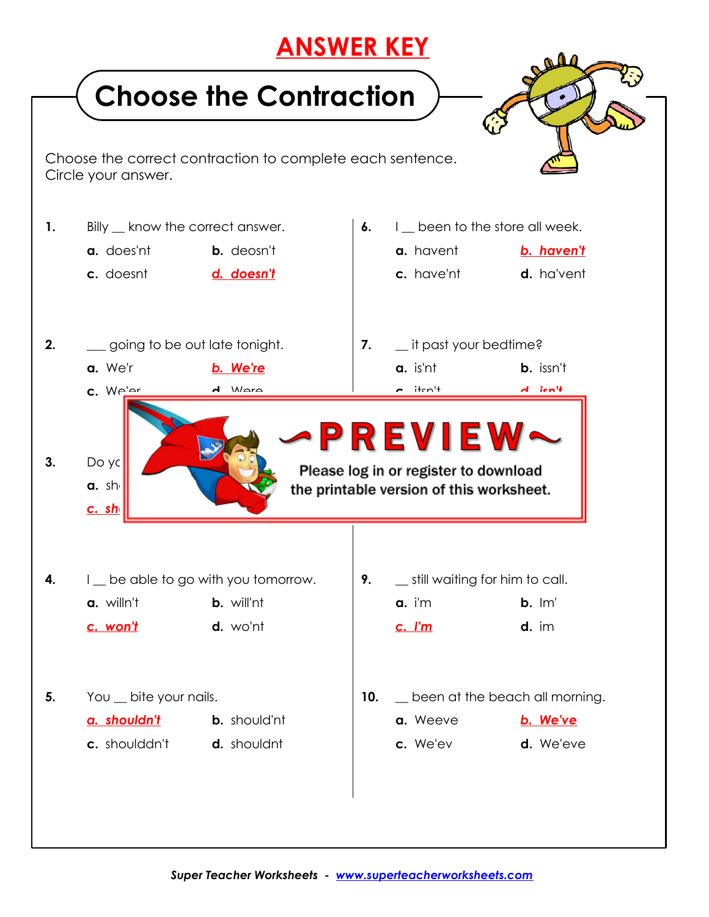# ANSWER KEY

## Choose the Contraction

Choose the correct contraction to complete each sentence. Circle your answer.

**1.** Billy __ know the correct answer.

**a.** does'nt  **b.** deosn't

**c.** doesnt  ***d. doesn't***

**2.** ___ going to be out late tonight.

**a.** We'r  ***b. We're***

**c.** We'er  **d.** Were

**3.** Do yo

**a.** sh

***c. sh***

**4.** I __ be able to go with you tomorrow.

**a.** willn't  **b.** will'nt

***c. won't***  **d.** wo'nt

**5.** You __ bite your nails.

***a. shouldn't***  **b.** should'nt

**c.** shoulddn't  **d.** shouldnt

**6.** I __ been to the store all week.

**a.** havent  ***b. haven't***

**c.** have'nt  **d.** ha'vent

**7.** __ it past your bedtime?

**a.** is'nt  **b.** issn't

**c.** itsn't  ***d. isn't***

~PREVIEW~

Please log in or register to download the printable version of this worksheet.

**9.** __ still waiting for him to call.

**a.** i'm  **b.** Im'

***c. I'm***  **d.** im

**10.** __ been at the beach all morning.

**a.** Weeve  ***b. We've***

**c.** We'ev  **d.** We'eve

*Super Teacher Worksheets - www.superteacherworksheets.com*